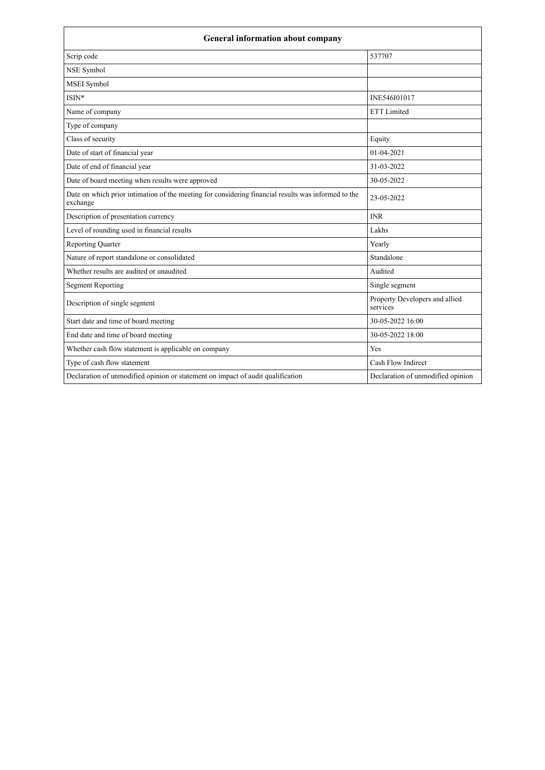| General information about company | |
|---|---|
| Scrip code | 537707 |
| NSE Symbol | |
| MSEI Symbol | |
| ISIN* | INE546I01017 |
| Name of company | ETT Limited |
| Type of company | |
| Class of security | Equity |
| Date of start of financial year | 01-04-2021 |
| Date of end of financial year | 31-03-2022 |
| Date of board meeting when results were approved | 30-05-2022 |
| Date on which prior intimation of the meeting for considering financial results was informed to the exchange | 23-05-2022 |
| Description of presentation currency | INR |
| Level of rounding used in financial results | Lakhs |
| Reporting Quarter | Yearly |
| Nature of report standalone or consolidated | Standalone |
| Whether results are audited or unaudited | Audited |
| Segment Reporting | Single segment |
| Description of single segment | Property Developers and allied services |
| Start date and time of board meeting | 30-05-2022 16:00 |
| End date and time of board meeting | 30-05-2022 18:00 |
| Whether cash flow statement is applicable on company | Yes |
| Type of cash flow statement | Cash Flow Indirect |
| Declaration of unmodified opinion or statement on impact of audit qualification | Declaration of unmodified opinion |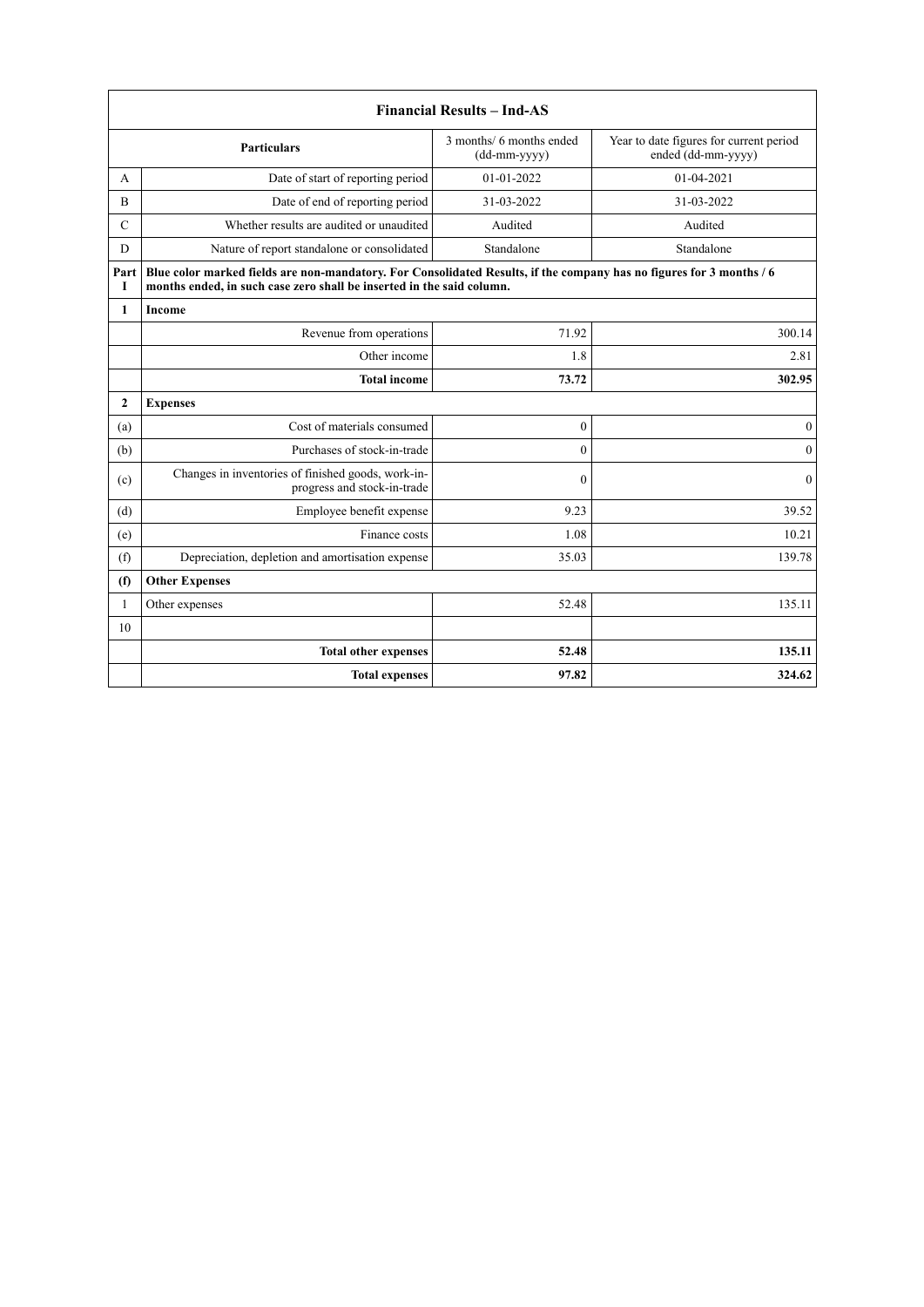| Financial Results – Ind-AS | | | |
|---|---|---|---|
| | Particulars | 3 months/ 6 months ended (dd-mm-yyyy) | Year to date figures for current period ended (dd-mm-yyyy) |
| A | Date of start of reporting period | 01-01-2022 | 01-04-2021 |
| B | Date of end of reporting period | 31-03-2022 | 31-03-2022 |
| C | Whether results are audited or unaudited | Audited | Audited |
| D | Nature of report standalone or consolidated | Standalone | Standalone |
| **Part I** | **Blue color marked fields are non-mandatory. For Consolidated Results, if the company has no figures for 3 months / 6 months ended, in such case zero shall be inserted in the said column.** | | |
| **1** | **Income** | | |
| | Revenue from operations | 71.92 | 300.14 |
| | Other income | 1.8 | 2.81 |
| | **Total income** | **73.72** | **302.95** |
| **2** | **Expenses** | | |
| (a) | Cost of materials consumed | 0 | 0 |
| (b) | Purchases of stock-in-trade | 0 | 0 |
| (c) | Changes in inventories of finished goods, work-in-progress and stock-in-trade | 0 | 0 |
| (d) | Employee benefit expense | 9.23 | 39.52 |
| (e) | Finance costs | 1.08 | 10.21 |
| (f) | Depreciation, depletion and amortisation expense | 35.03 | 139.78 |
| **(f)** | **Other Expenses** | | |
| 1 | Other expenses | 52.48 | 135.11 |
| 10 | | | |
| | **Total other expenses** | **52.48** | **135.11** |
| | **Total expenses** | **97.82** | **324.62** |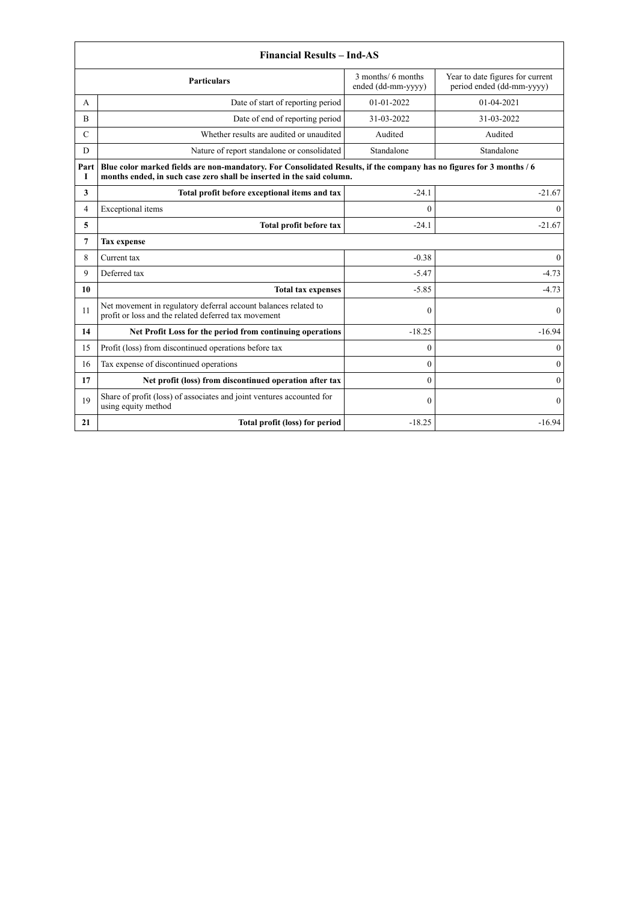| Financial Results – Ind-AS | | | |
|---|---|---|---|
| | **Particulars** | 3 months/ 6 months ended (dd-mm-yyyy) | Year to date figures for current period ended (dd-mm-yyyy) |
| A | Date of start of reporting period | 01-01-2022 | 01-04-2021 |
| B | Date of end of reporting period | 31-03-2022 | 31-03-2022 |
| C | Whether results are audited or unaudited | Audited | Audited |
| D | Nature of report standalone or consolidated | Standalone | Standalone |
| **Part I** | **Blue color marked fields are non-mandatory. For Consolidated Results, if the company has no figures for 3 months / 6 months ended, in such case zero shall be inserted in the said column.** | | |
| **3** | **Total profit before exceptional items and tax** | -24.1 | -21.67 |
| 4 | Exceptional items | 0 | 0 |
| **5** | **Total profit before tax** | -24.1 | -21.67 |
| **7** | **Tax expense** | | |
| 8 | Current tax | -0.38 | 0 |
| 9 | Deferred tax | -5.47 | -4.73 |
| **10** | **Total tax expenses** | -5.85 | -4.73 |
| 11 | Net movement in regulatory deferral account balances related to profit or loss and the related deferred tax movement | 0 | 0 |
| **14** | **Net Profit Loss for the period from continuing operations** | -18.25 | -16.94 |
| 15 | Profit (loss) from discontinued operations before tax | 0 | 0 |
| 16 | Tax expense of discontinued operations | 0 | 0 |
| **17** | **Net profit (loss) from discontinued operation after tax** | 0 | 0 |
| 19 | Share of profit (loss) of associates and joint ventures accounted for using equity method | 0 | 0 |
| **21** | **Total profit (loss) for period** | -18.25 | -16.94 |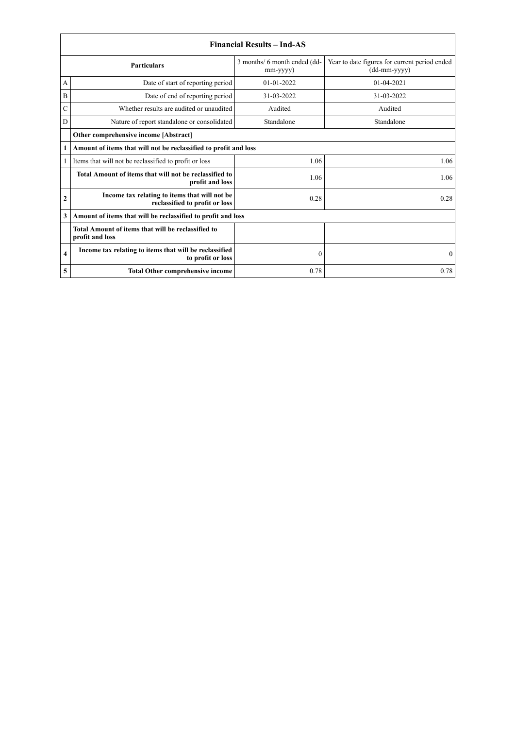| Financial Results – Ind-AS | | | |
|---|---|---|---|
| | **Particulars** | 3 months/ 6 month ended (dd-mm-yyyy) | Year to date figures for current period ended (dd-mm-yyyy) |
| A | Date of start of reporting period | 01-01-2022 | 01-04-2021 |
| B | Date of end of reporting period | 31-03-2022 | 31-03-2022 |
| C | Whether results are audited or unaudited | Audited | Audited |
| D | Nature of report standalone or consolidated | Standalone | Standalone |
| | **Other comprehensive income [Abstract]** | | |
| **1** | **Amount of items that will not be reclassified to profit and loss** | | |
| 1 | Items that will not be reclassified to profit or loss | 1.06 | 1.06 |
| | **Total Amount of items that will not be reclassified to profit and loss** | 1.06 | 1.06 |
| **2** | **Income tax relating to items that will not be reclassified to profit or loss** | 0.28 | 0.28 |
| **3** | **Amount of items that will be reclassified to profit and loss** | | |
| | **Total Amount of items that will be reclassified to profit and loss** | | |
| **4** | **Income tax relating to items that will be reclassified to profit or loss** | 0 | 0 |
| **5** | **Total Other comprehensive income** | 0.78 | 0.78 |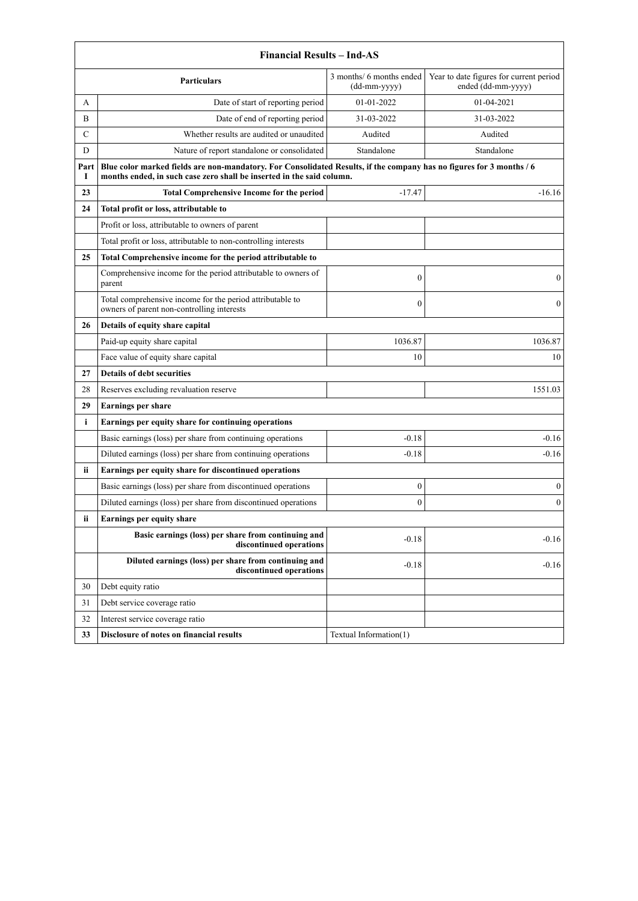| Financial Results – Ind-AS | | | |
|---|---|---|---|
| | **Particulars** | 3 months/ 6 months ended (dd-mm-yyyy) | Year to date figures for current period ended (dd-mm-yyyy) |
| A | Date of start of reporting period | 01-01-2022 | 01-04-2021 |
| B | Date of end of reporting period | 31-03-2022 | 31-03-2022 |
| C | Whether results are audited or unaudited | Audited | Audited |
| D | Nature of report standalone or consolidated | Standalone | Standalone |
| Part I | **Blue color marked fields are non-mandatory. For Consolidated Results, if the company has no figures for 3 months / 6 months ended, in such case zero shall be inserted in the said column.** | | |
| **23** | **Total Comprehensive Income for the period** | -17.47 | -16.16 |
| **24** | **Total profit or loss, attributable to** | | |
| | Profit or loss, attributable to owners of parent | | |
| | Total profit or loss, attributable to non-controlling interests | | |
| **25** | **Total Comprehensive income for the period attributable to** | | |
| | Comprehensive income for the period attributable to owners of parent | 0 | 0 |
| | Total comprehensive income for the period attributable to owners of parent non-controlling interests | 0 | 0 |
| **26** | **Details of equity share capital** | | |
| | Paid-up equity share capital | 1036.87 | 1036.87 |
| | Face value of equity share capital | 10 | 10 |
| **27** | **Details of debt securities** | | |
| 28 | Reserves excluding revaluation reserve | | 1551.03 |
| **29** | **Earnings per share** | | |
| **i** | **Earnings per equity share for continuing operations** | | |
| | Basic earnings (loss) per share from continuing operations | -0.18 | -0.16 |
| | Diluted earnings (loss) per share from continuing operations | -0.18 | -0.16 |
| **ii** | **Earnings per equity share for discontinued operations** | | |
| | Basic earnings (loss) per share from discontinued operations | 0 | 0 |
| | Diluted earnings (loss) per share from discontinued operations | 0 | 0 |
| **ii** | **Earnings per equity share** | | |
| | **Basic earnings (loss) per share from continuing and discontinued operations** | -0.18 | -0.16 |
| | **Diluted earnings (loss) per share from continuing and discontinued operations** | -0.18 | -0.16 |
| 30 | Debt equity ratio | | |
| 31 | Debt service coverage ratio | | |
| 32 | Interest service coverage ratio | | |
| **33** | **Disclosure of notes on financial results** | Textual Information(1) | |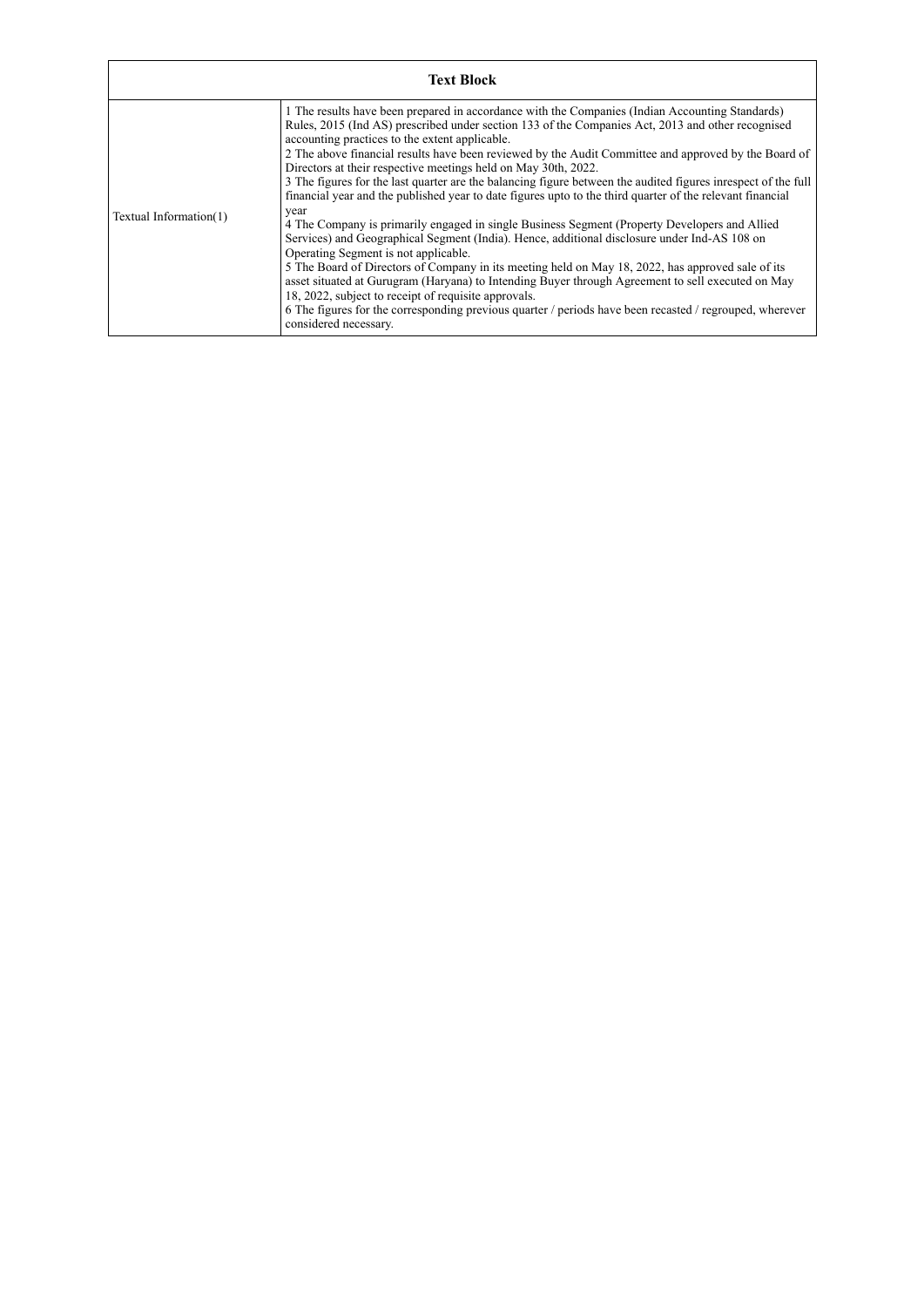| Text Block | |
|---|---|
| Textual Information(1) | 1 The results have been prepared in accordance with the Companies (Indian Accounting Standards) Rules, 2015 (Ind AS) prescribed under section 133 of the Companies Act, 2013 and other recognised accounting practices to the extent applicable.<br>2 The above financial results have been reviewed by the Audit Committee and approved by the Board of Directors at their respective meetings held on May 30th, 2022.<br>3 The figures for the last quarter are the balancing figure between the audited figures inrespect of the full financial year and the published year to date figures upto to the third quarter of the relevant financial year<br>4 The Company is primarily engaged in single Business Segment (Property Developers and Allied Services) and Geographical Segment (India). Hence, additional disclosure under Ind-AS 108 on Operating Segment is not applicable.<br>5 The Board of Directors of Company in its meeting held on May 18, 2022, has approved sale of its asset situated at Gurugram (Haryana) to Intending Buyer through Agreement to sell executed on May 18, 2022, subject to receipt of requisite approvals.<br>6 The figures for the corresponding previous quarter / periods have been recasted / regrouped, wherever considered necessary. |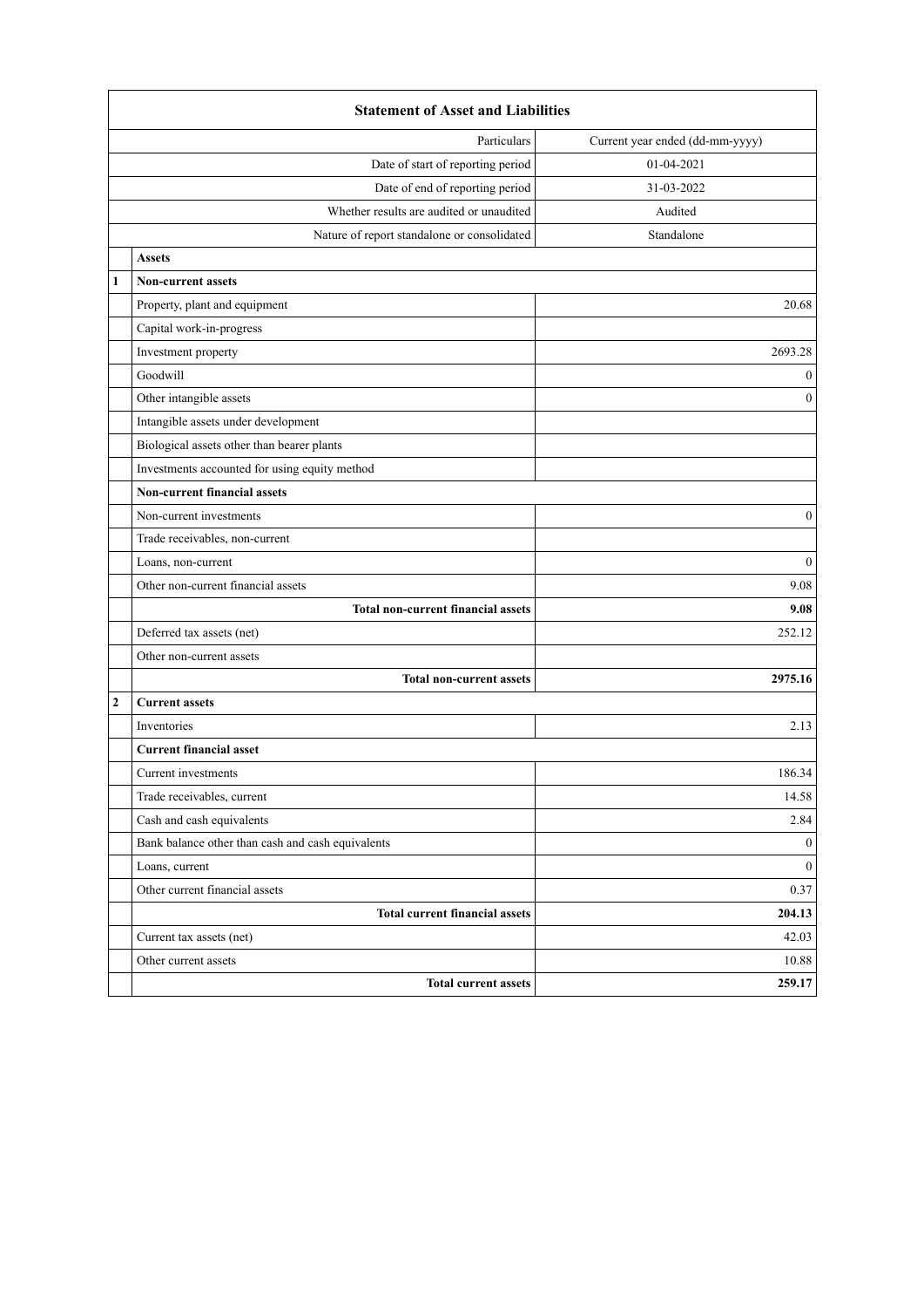| | Statement of Asset and Liabilities | |
|---|---|---|
| | Particulars | Current year ended (dd-mm-yyyy) |
| | Date of start of reporting period | 01-04-2021 |
| | Date of end of reporting period | 31-03-2022 |
| | Whether results are audited or unaudited | Audited |
| | Nature of report standalone or consolidated | Standalone |
| | **Assets** | |
| **1** | **Non-current assets** | |
| | Property, plant and equipment | 20.68 |
| | Capital work-in-progress | |
| | Investment property | 2693.28 |
| | Goodwill | 0 |
| | Other intangible assets | 0 |
| | Intangible assets under development | |
| | Biological assets other than bearer plants | |
| | Investments accounted for using equity method | |
| | **Non-current financial assets** | |
| | Non-current investments | 0 |
| | Trade receivables, non-current | |
| | Loans, non-current | 0 |
| | Other non-current financial assets | 9.08 |
| | **Total non-current financial assets** | **9.08** |
| | Deferred tax assets (net) | 252.12 |
| | Other non-current assets | |
| | **Total non-current assets** | **2975.16** |
| **2** | **Current assets** | |
| | Inventories | 2.13 |
| | **Current financial asset** | |
| | Current investments | 186.34 |
| | Trade receivables, current | 14.58 |
| | Cash and cash equivalents | 2.84 |
| | Bank balance other than cash and cash equivalents | 0 |
| | Loans, current | 0 |
| | Other current financial assets | 0.37 |
| | **Total current financial assets** | **204.13** |
| | Current tax assets (net) | 42.03 |
| | Other current assets | 10.88 |
| | **Total current assets** | **259.17** |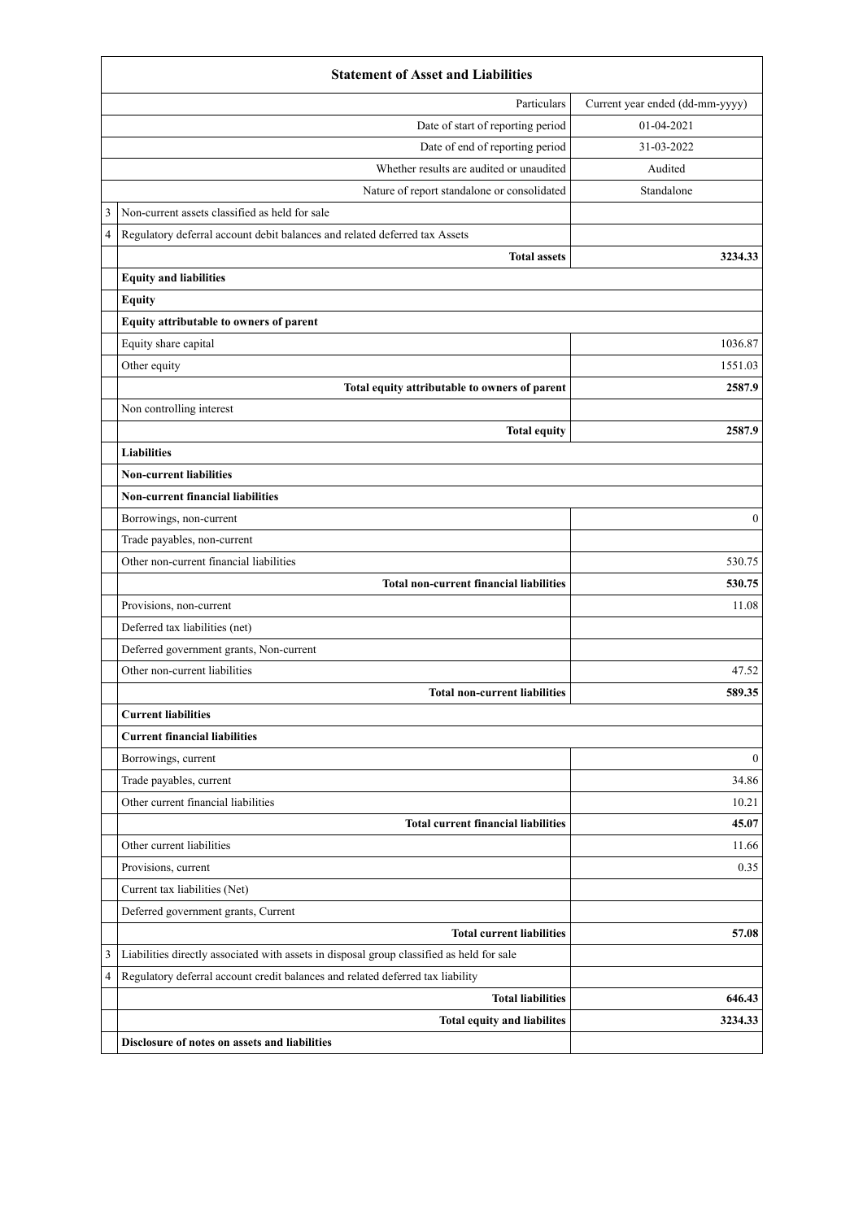| | Statement of Asset and Liabilities | |
|---|---|---|
| | Particulars | Current year ended (dd-mm-yyyy) |
| | Date of start of reporting period | 01-04-2021 |
| | Date of end of reporting period | 31-03-2022 |
| | Whether results are audited or unaudited | Audited |
| | Nature of report standalone or consolidated | Standalone |
| 3 | Non-current assets classified as held for sale | |
| 4 | Regulatory deferral account debit balances and related deferred tax Assets | |
| | **Total assets** | **3234.33** |
| | **Equity and liabilities** | |
| | **Equity** | |
| | **Equity attributable to owners of parent** | |
| | Equity share capital | 1036.87 |
| | Other equity | 1551.03 |
| | **Total equity attributable to owners of parent** | **2587.9** |
| | Non controlling interest | |
| | **Total equity** | **2587.9** |
| | **Liabilities** | |
| | **Non-current liabilities** | |
| | **Non-current financial liabilities** | |
| | Borrowings, non-current | 0 |
| | Trade payables, non-current | |
| | Other non-current financial liabilities | 530.75 |
| | **Total non-current financial liabilities** | **530.75** |
| | Provisions, non-current | 11.08 |
| | Deferred tax liabilities (net) | |
| | Deferred government grants, Non-current | |
| | Other non-current liabilities | 47.52 |
| | **Total non-current liabilities** | **589.35** |
| | **Current liabilities** | |
| | **Current financial liabilities** | |
| | Borrowings, current | 0 |
| | Trade payables, current | 34.86 |
| | Other current financial liabilities | 10.21 |
| | **Total current financial liabilities** | **45.07** |
| | Other current liabilities | 11.66 |
| | Provisions, current | 0.35 |
| | Current tax liabilities (Net) | |
| | Deferred government grants, Current | |
| | **Total current liabilities** | **57.08** |
| 3 | Liabilities directly associated with assets in disposal group classified as held for sale | |
| 4 | Regulatory deferral account credit balances and related deferred tax liability | |
| | **Total liabilities** | **646.43** |
| | **Total equity and liabilites** | **3234.33** |
| | **Disclosure of notes on assets and liabilities** | |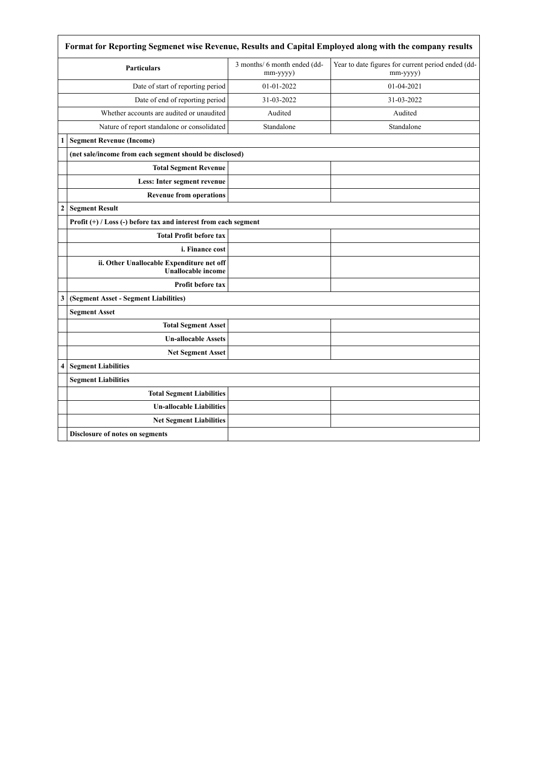| Format for Reporting Segmenet wise Revenue, Results and Capital Employed along with the company results | | | |
|---|---|---|---|
| | **Particulars** | 3 months/ 6 month ended (dd-mm-yyyy) | Year to date figures for current period ended (dd-mm-yyyy) |
| | Date of start of reporting period | 01-01-2022 | 01-04-2021 |
| | Date of end of reporting period | 31-03-2022 | 31-03-2022 |
| | Whether accounts are audited or unaudited | Audited | Audited |
| | Nature of report standalone or consolidated | Standalone | Standalone |
| **1** | **Segment Revenue (Income)** | | |
| | **(net sale/income from each segment should be disclosed)** | | |
| | **Total Segment Revenue** | | |
| | **Less: Inter segment revenue** | | |
| | **Revenue from operations** | | |
| **2** | **Segment Result** | | |
| | **Profit (+) / Loss (-) before tax and interest from each segment** | | |
| | **Total Profit before tax** | | |
| | **i. Finance cost** | | |
| | **ii. Other Unallocable Expenditure net off Unallocable income** | | |
| | **Profit before tax** | | |
| **3** | **(Segment Asset - Segment Liabilities)** | | |
| | **Segment Asset** | | |
| | **Total Segment Asset** | | |
| | **Un-allocable Assets** | | |
| | **Net Segment Asset** | | |
| **4** | **Segment Liabilities** | | |
| | **Segment Liabilities** | | |
| | **Total Segment Liabilities** | | |
| | **Un-allocable Liabilities** | | |
| | **Net Segment Liabilities** | | |
| | **Disclosure of notes on segments** | | |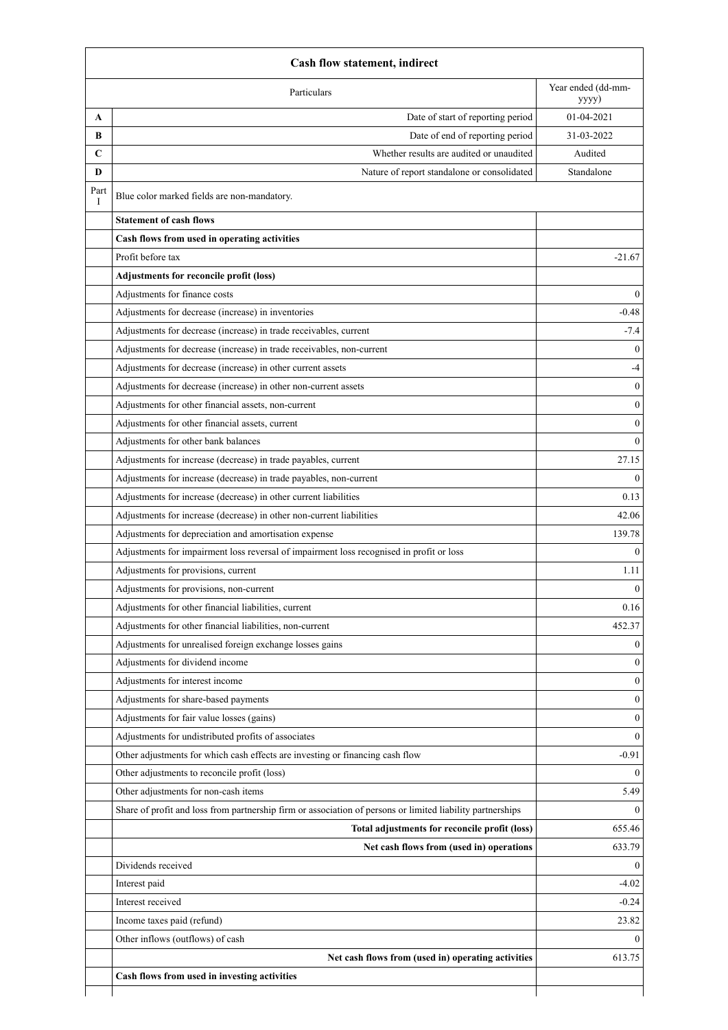| | Cash flow statement, indirect | |
|---|---|---|
| | Particulars | Year ended (dd-mm-yyyy) |
| A | Date of start of reporting period | 01-04-2021 |
| B | Date of end of reporting period | 31-03-2022 |
| C | Whether results are audited or unaudited | Audited |
| D | Nature of report standalone or consolidated | Standalone |
| Part I | Blue color marked fields are non-mandatory. | |
| | **Statement of cash flows** | |
| | **Cash flows from used in operating activities** | |
| | Profit before tax | -21.67 |
| | **Adjustments for reconcile profit (loss)** | |
| | Adjustments for finance costs | 0 |
| | Adjustments for decrease (increase) in inventories | -0.48 |
| | Adjustments for decrease (increase) in trade receivables, current | -7.4 |
| | Adjustments for decrease (increase) in trade receivables, non-current | 0 |
| | Adjustments for decrease (increase) in other current assets | -4 |
| | Adjustments for decrease (increase) in other non-current assets | 0 |
| | Adjustments for other financial assets, non-current | 0 |
| | Adjustments for other financial assets, current | 0 |
| | Adjustments for other bank balances | 0 |
| | Adjustments for increase (decrease) in trade payables, current | 27.15 |
| | Adjustments for increase (decrease) in trade payables, non-current | 0 |
| | Adjustments for increase (decrease) in other current liabilities | 0.13 |
| | Adjustments for increase (decrease) in other non-current liabilities | 42.06 |
| | Adjustments for depreciation and amortisation expense | 139.78 |
| | Adjustments for impairment loss reversal of impairment loss recognised in profit or loss | 0 |
| | Adjustments for provisions, current | 1.11 |
| | Adjustments for provisions, non-current | 0 |
| | Adjustments for other financial liabilities, current | 0.16 |
| | Adjustments for other financial liabilities, non-current | 452.37 |
| | Adjustments for unrealised foreign exchange losses gains | 0 |
| | Adjustments for dividend income | 0 |
| | Adjustments for interest income | 0 |
| | Adjustments for share-based payments | 0 |
| | Adjustments for fair value losses (gains) | 0 |
| | Adjustments for undistributed profits of associates | 0 |
| | Other adjustments for which cash effects are investing or financing cash flow | -0.91 |
| | Other adjustments to reconcile profit (loss) | 0 |
| | Other adjustments for non-cash items | 5.49 |
| | Share of profit and loss from partnership firm or association of persons or limited liability partnerships | 0 |
| | **Total adjustments for reconcile profit (loss)** | 655.46 |
| | **Net cash flows from (used in) operations** | 633.79 |
| | Dividends received | 0 |
| | Interest paid | -4.02 |
| | Interest received | -0.24 |
| | Income taxes paid (refund) | 23.82 |
| | Other inflows (outflows) of cash | 0 |
| | **Net cash flows from (used in) operating activities** | 613.75 |
| | **Cash flows from used in investing activities** | |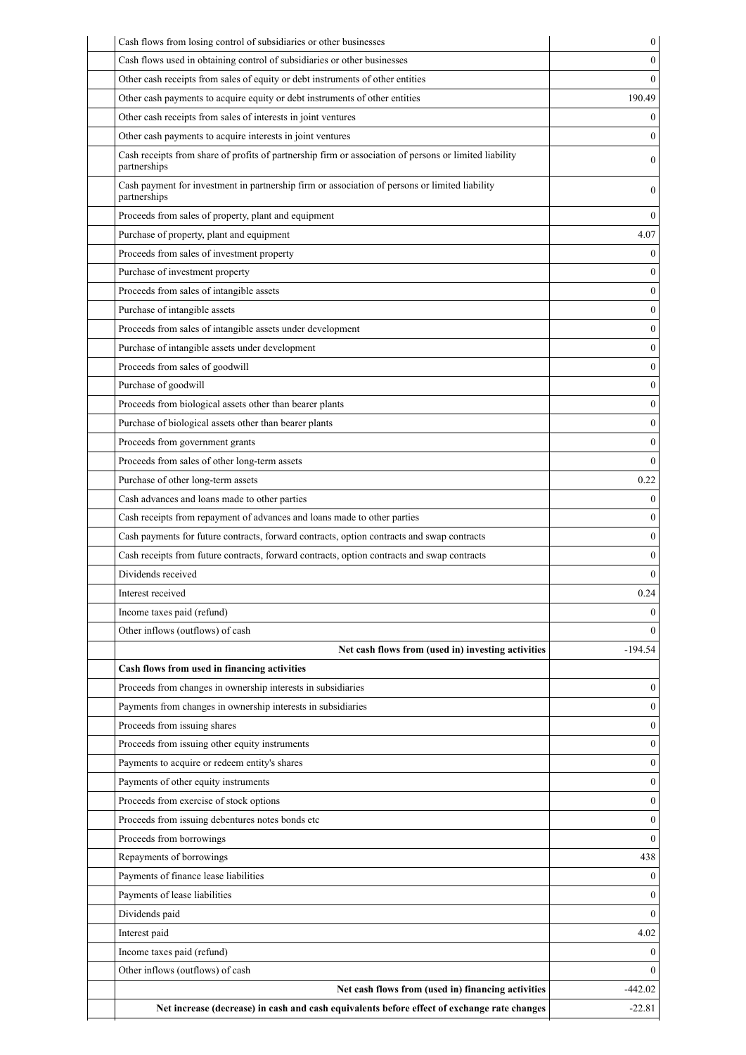| | |
|---|---|
| Cash flows from losing control of subsidiaries or other businesses | 0 |
| Cash flows used in obtaining control of subsidiaries or other businesses | 0 |
| Other cash receipts from sales of equity or debt instruments of other entities | 0 |
| Other cash payments to acquire equity or debt instruments of other entities | 190.49 |
| Other cash receipts from sales of interests in joint ventures | 0 |
| Other cash payments to acquire interests in joint ventures | 0 |
| Cash receipts from share of profits of partnership firm or association of persons or limited liability partnerships | 0 |
| Cash payment for investment in partnership firm or association of persons or limited liability partnerships | 0 |
| Proceeds from sales of property, plant and equipment | 0 |
| Purchase of property, plant and equipment | 4.07 |
| Proceeds from sales of investment property | 0 |
| Purchase of investment property | 0 |
| Proceeds from sales of intangible assets | 0 |
| Purchase of intangible assets | 0 |
| Proceeds from sales of intangible assets under development | 0 |
| Purchase of intangible assets under development | 0 |
| Proceeds from sales of goodwill | 0 |
| Purchase of goodwill | 0 |
| Proceeds from biological assets other than bearer plants | 0 |
| Purchase of biological assets other than bearer plants | 0 |
| Proceeds from government grants | 0 |
| Proceeds from sales of other long-term assets | 0 |
| Purchase of other long-term assets | 0.22 |
| Cash advances and loans made to other parties | 0 |
| Cash receipts from repayment of advances and loans made to other parties | 0 |
| Cash payments for future contracts, forward contracts, option contracts and swap contracts | 0 |
| Cash receipts from future contracts, forward contracts, option contracts and swap contracts | 0 |
| Dividends received | 0 |
| Interest received | 0.24 |
| Income taxes paid (refund) | 0 |
| Other inflows (outflows) of cash | 0 |
| **Net cash flows from (used in) investing activities** | -194.54 |
| **Cash flows from used in financing activities** | |
| Proceeds from changes in ownership interests in subsidiaries | 0 |
| Payments from changes in ownership interests in subsidiaries | 0 |
| Proceeds from issuing shares | 0 |
| Proceeds from issuing other equity instruments | 0 |
| Payments to acquire or redeem entity's shares | 0 |
| Payments of other equity instruments | 0 |
| Proceeds from exercise of stock options | 0 |
| Proceeds from issuing debentures notes bonds etc | 0 |
| Proceeds from borrowings | 0 |
| Repayments of borrowings | 438 |
| Payments of finance lease liabilities | 0 |
| Payments of lease liabilities | 0 |
| Dividends paid | 0 |
| Interest paid | 4.02 |
| Income taxes paid (refund) | 0 |
| Other inflows (outflows) of cash | 0 |
| **Net cash flows from (used in) financing activities** | -442.02 |
| **Net increase (decrease) in cash and cash equivalents before effect of exchange rate changes** | -22.81 |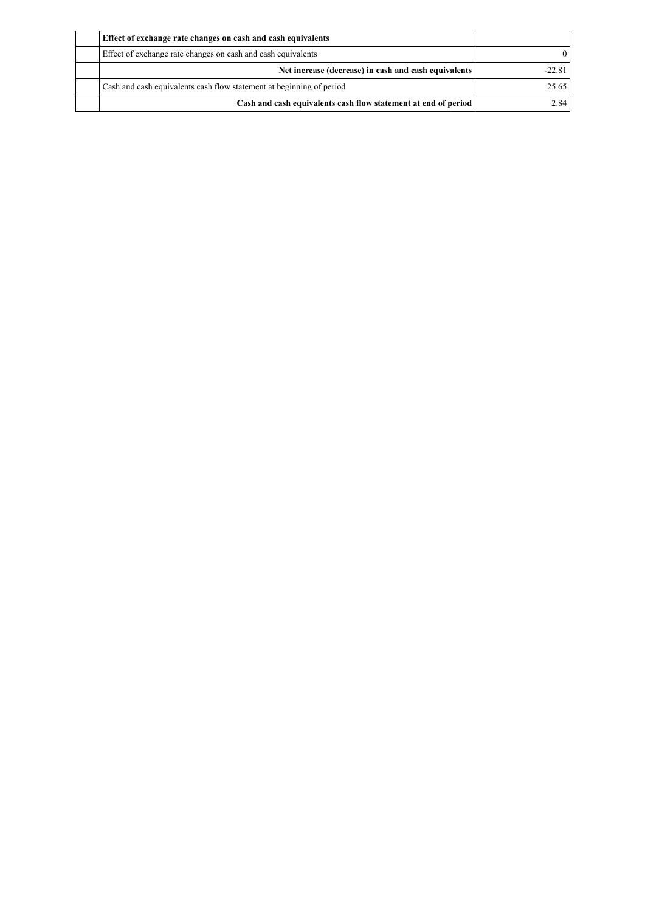| | | |
|---|---|---|
| | **Effect of exchange rate changes on cash and cash equivalents** | |
| | Effect of exchange rate changes on cash and cash equivalents | 0 |
| | **Net increase (decrease) in cash and cash equivalents** | -22.81 |
| | Cash and cash equivalents cash flow statement at beginning of period | 25.65 |
| | **Cash and cash equivalents cash flow statement at end of period** | 2.84 |